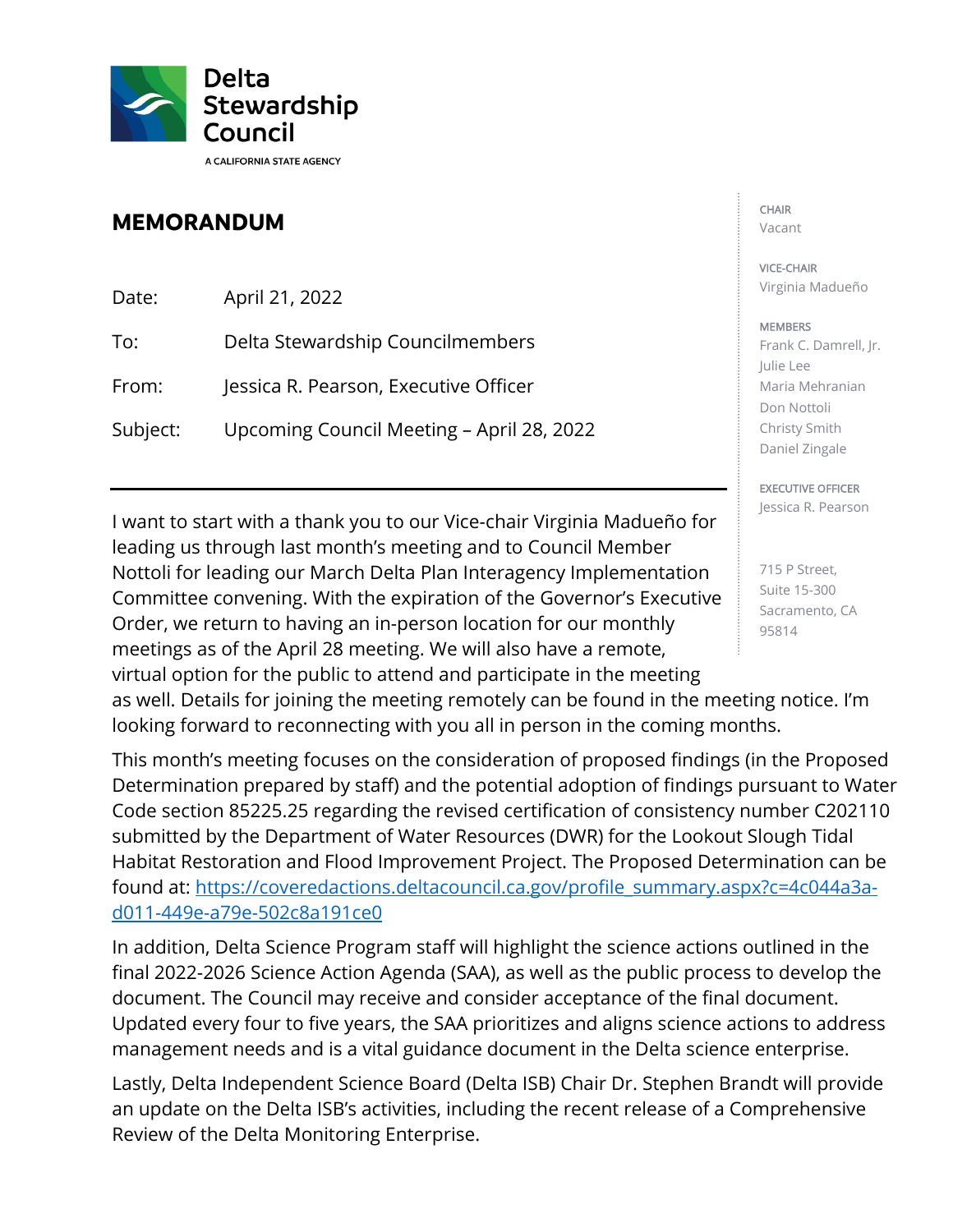Delta Stewardship Council

A CALIFORNIA STATE AGENCY

## MEMORANDUM

| | |
|---|---|
| Date: | April 21, 2022 |
| To: | Delta Stewardship Councilmembers |
| From: | Jessica R. Pearson, Executive Officer |
| Subject: | Upcoming Council Meeting – April 28, 2022 |

CHAIR
Vacant

VICE-CHAIR
Virginia Madueño

MEMBERS
Frank C. Damrell, Jr.
Julie Lee
Maria Mehranian
Don Nottoli
Christy Smith
Daniel Zingale

EXECUTIVE OFFICER
Jessica R. Pearson

715 P Street,
Suite 15-300
Sacramento, CA
95814

---

I want to start with a thank you to our Vice-chair Virginia Madueño for leading us through last month's meeting and to Council Member Nottoli for leading our March Delta Plan Interagency Implementation Committee convening. With the expiration of the Governor's Executive Order, we return to having an in-person location for our monthly meetings as of the April 28 meeting. We will also have a remote, virtual option for the public to attend and participate in the meeting as well. Details for joining the meeting remotely can be found in the meeting notice. I'm looking forward to reconnecting with you all in person in the coming months.

This month's meeting focuses on the consideration of proposed findings (in the Proposed Determination prepared by staff) and the potential adoption of findings pursuant to Water Code section 85225.25 regarding the revised certification of consistency number C202110 submitted by the Department of Water Resources (DWR) for the Lookout Slough Tidal Habitat Restoration and Flood Improvement Project. The Proposed Determination can be found at: [https://coveredactions.deltacouncil.ca.gov/profile_summary.aspx?c=4c044a3a-d011-449e-a79e-502c8a191ce0](https://coveredactions.deltacouncil.ca.gov/profile_summary.aspx?c=4c044a3a-d011-449e-a79e-502c8a191ce0)

In addition, Delta Science Program staff will highlight the science actions outlined in the final 2022-2026 Science Action Agenda (SAA), as well as the public process to develop the document. The Council may receive and consider acceptance of the final document. Updated every four to five years, the SAA prioritizes and aligns science actions to address management needs and is a vital guidance document in the Delta science enterprise.

Lastly, Delta Independent Science Board (Delta ISB) Chair Dr. Stephen Brandt will provide an update on the Delta ISB's activities, including the recent release of a Comprehensive Review of the Delta Monitoring Enterprise.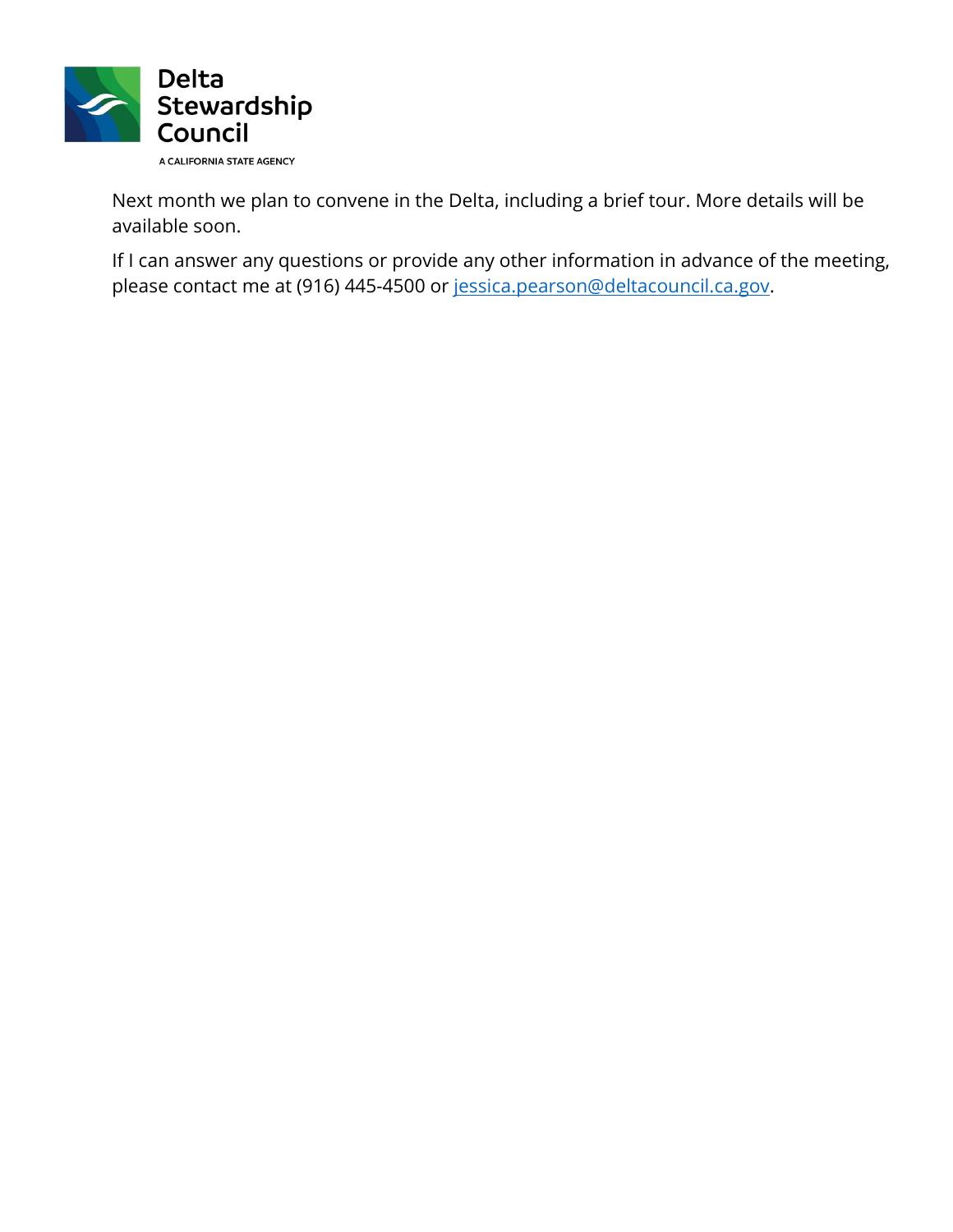Next month we plan to convene in the Delta, including a brief tour. More details will be available soon.

If I can answer any questions or provide any other information in advance of the meeting, please contact me at (916) 445-4500 or jessica.pearson@deltacouncil.ca.gov.